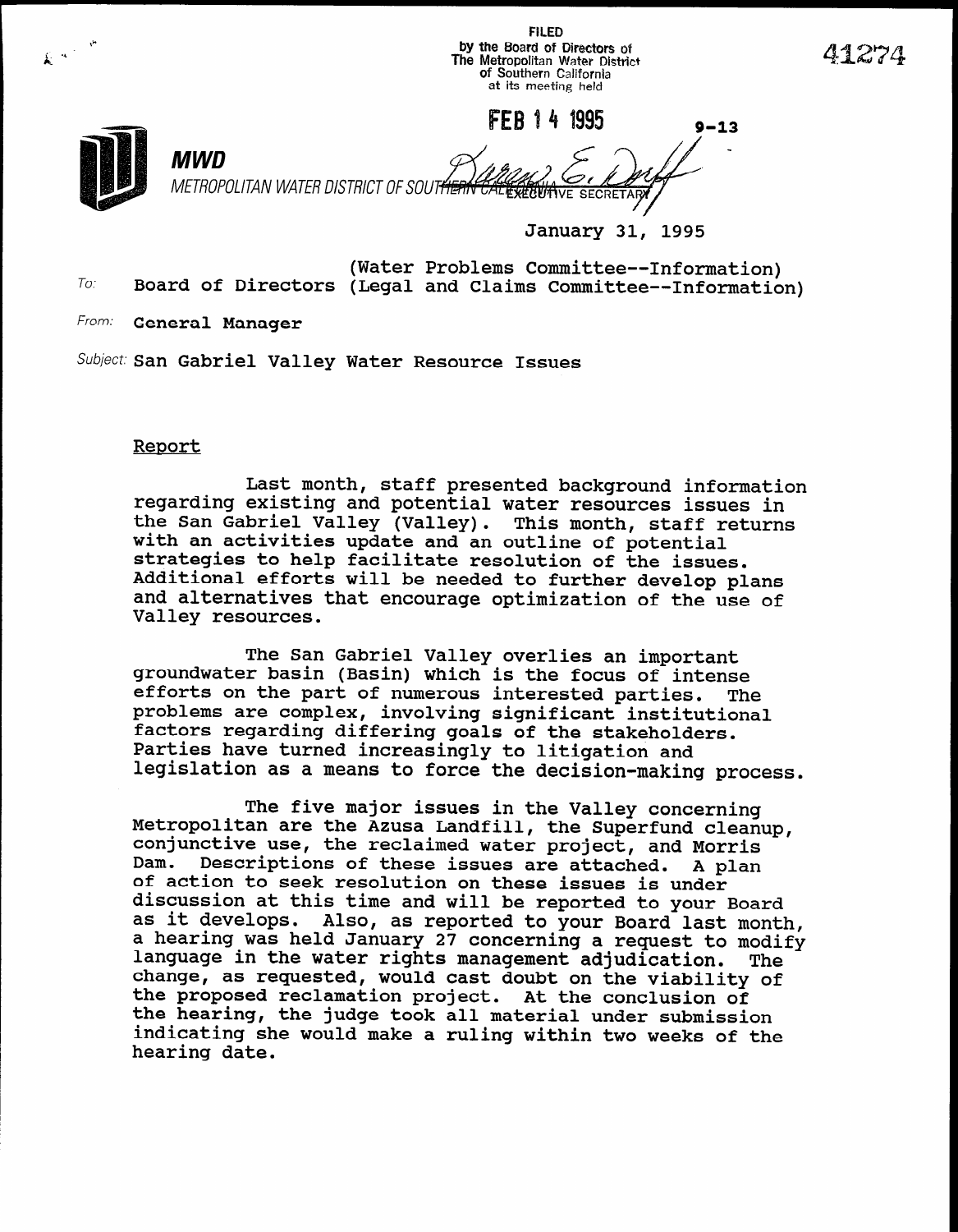FILED
by the Board of Directors of
The Metropolitan Water District
of Southern California
at its meeting held

FEB 14 1995

EXECUTIVE SECRETARY

41274

9-13

**MWD**

METROPOLITAN WATER DISTRICT OF SOUTHERN CALIFORNIA

January 31, 1995

To: Board of Directors (Water Problems Committee--Information)
(Legal and Claims Committee--Information)

From: **General Manager**

Subject: **San Gabriel Valley Water Resource Issues**

## Report

Last month, staff presented background information regarding existing and potential water resources issues in the San Gabriel Valley (Valley). This month, staff returns with an activities update and an outline of potential strategies to help facilitate resolution of the issues. Additional efforts will be needed to further develop plans and alternatives that encourage optimization of the use of Valley resources.

The San Gabriel Valley overlies an important groundwater basin (Basin) which is the focus of intense efforts on the part of numerous interested parties. The problems are complex, involving significant institutional factors regarding differing goals of the stakeholders. Parties have turned increasingly to litigation and legislation as a means to force the decision-making process.

The five major issues in the Valley concerning Metropolitan are the Azusa Landfill, the Superfund cleanup, conjunctive use, the reclaimed water project, and Morris Dam. Descriptions of these issues are attached. A plan of action to seek resolution on these issues is under discussion at this time and will be reported to your Board as it develops. Also, as reported to your Board last month, a hearing was held January 27 concerning a request to modify language in the water rights management adjudication. The change, as requested, would cast doubt on the viability of the proposed reclamation project. At the conclusion of the hearing, the judge took all material under submission indicating she would make a ruling within two weeks of the hearing date.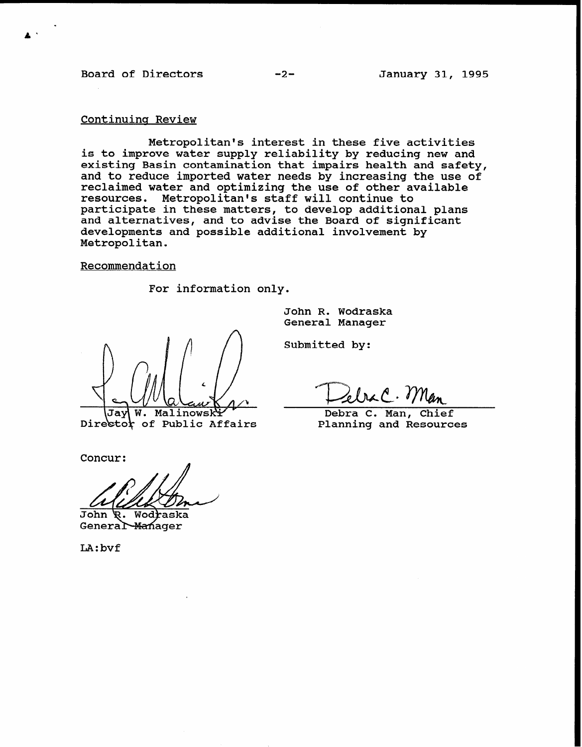## Continuing Review

Metropolitan's interest in these five activities is to improve water supply reliability by reducing new and existing Basin contamination that impairs health and safety, and to reduce imported water needs by increasing the use of reclaimed water and optimizing the use of other available resources. Metropolitan's staff will continue to participate in these matters, to develop additional plans and alternatives, and to advise the Board of significant developments and possible additional involvement by Metropolitan.

## Recommendation

For information only.

John R. Wodraska
General Manager

Submitted by:

Jay W. Malinowski
Director of Public Affairs

Debra C. Man, Chief
Planning and Resources

Concur:

John R. Wodraska
General Manager

LA:bvf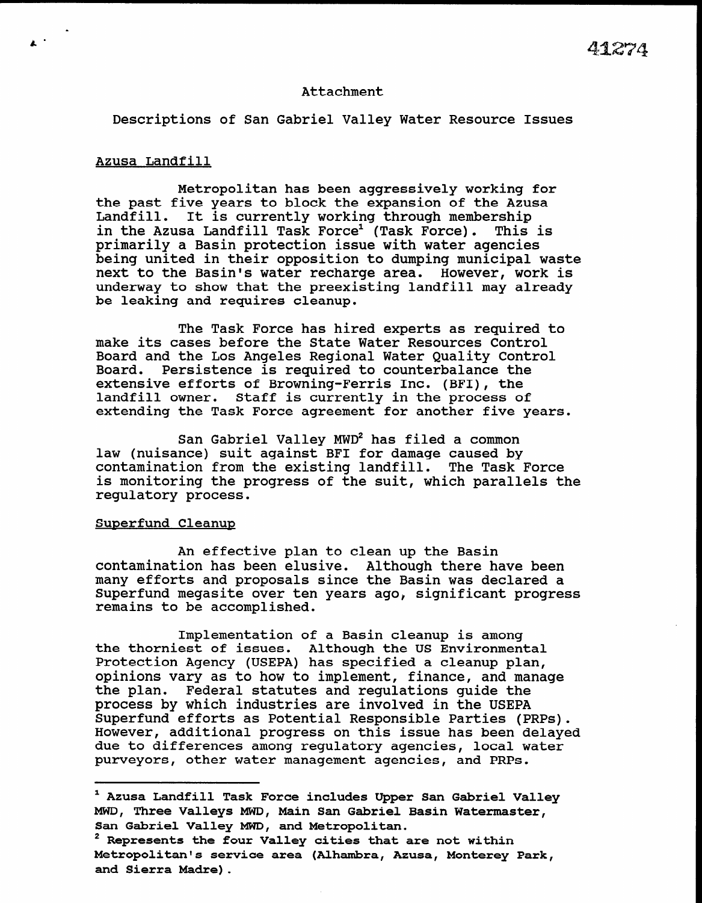41274

Attachment

Descriptions of San Gabriel Valley Water Resource Issues

Azusa Landfill

Metropolitan has been aggressively working for the past five years to block the expansion of the Azusa Landfill. It is currently working through membership in the Azusa Landfill Task Force[1] (Task Force). This is primarily a Basin protection issue with water agencies being united in their opposition to dumping municipal waste next to the Basin's water recharge area. However, work is underway to show that the preexisting landfill may already be leaking and requires cleanup.

The Task Force has hired experts as required to make its cases before the State Water Resources Control Board and the Los Angeles Regional Water Quality Control Board. Persistence is required to counterbalance the extensive efforts of Browning-Ferris Inc. (BFI), the landfill owner. Staff is currently in the process of extending the Task Force agreement for another five years.

San Gabriel Valley MWD[2] has filed a common law (nuisance) suit against BFI for damage caused by contamination from the existing landfill. The Task Force is monitoring the progress of the suit, which parallels the regulatory process.

Superfund Cleanup

An effective plan to clean up the Basin contamination has been elusive. Although there have been many efforts and proposals since the Basin was declared a Superfund megasite over ten years ago, significant progress remains to be accomplished.

Implementation of a Basin cleanup is among the thorniest of issues. Although the US Environmental Protection Agency (USEPA) has specified a cleanup plan, opinions vary as to how to implement, finance, and manage the plan. Federal statutes and regulations guide the process by which industries are involved in the USEPA Superfund efforts as Potential Responsible Parties (PRPs). However, additional progress on this issue has been delayed due to differences among regulatory agencies, local water purveyors, other water management agencies, and PRPs.

---

[1] **Azusa Landfill Task Force includes Upper San Gabriel Valley MWD, Three Valleys MWD, Main San Gabriel Basin Watermaster, San Gabriel Valley MWD, and Metropolitan.**

[2] **Represents the four Valley cities that are not within Metropolitan's service area (Alhambra, Azusa, Monterey Park, and Sierra Madre).**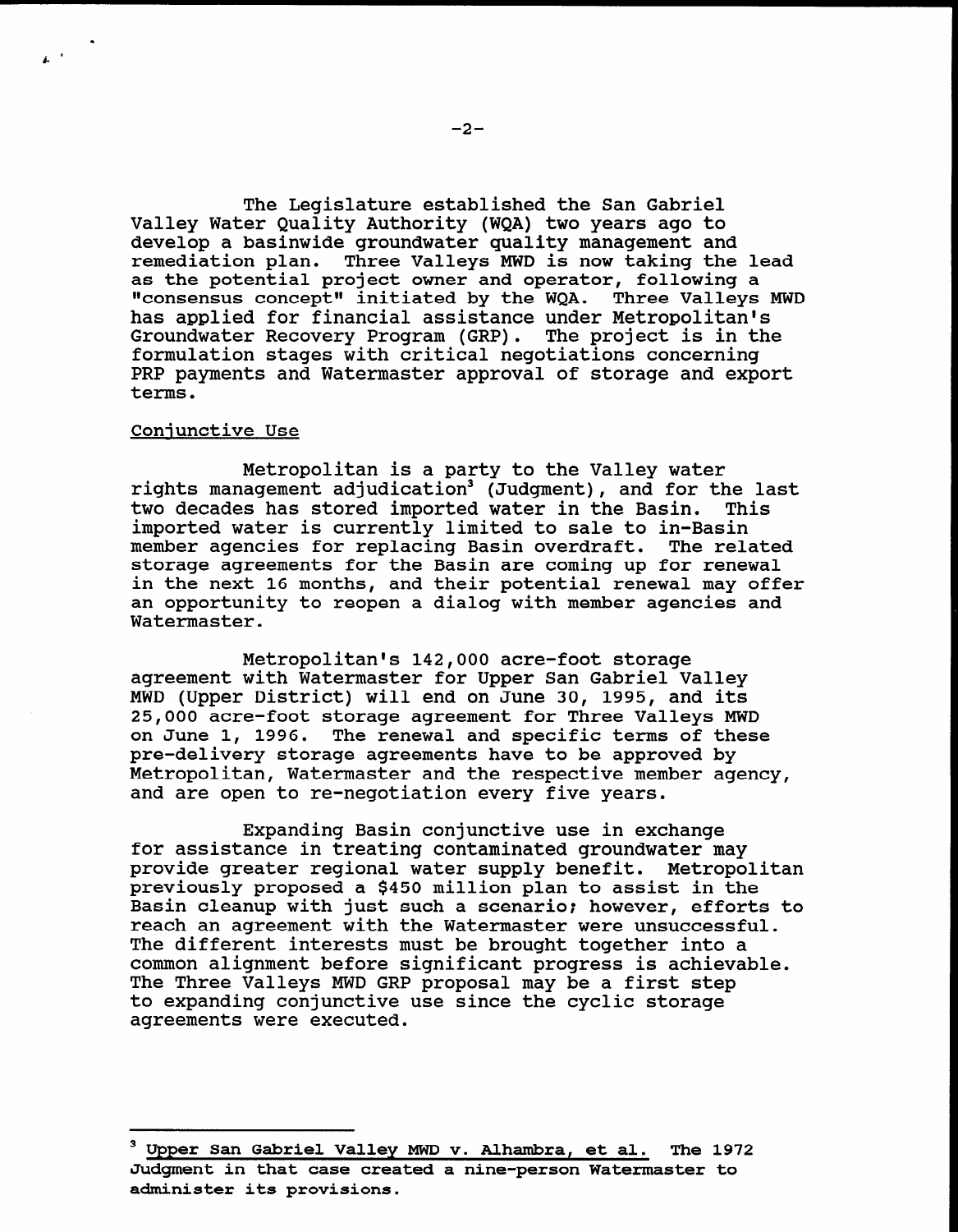The Legislature established the San Gabriel Valley Water Quality Authority (WQA) two years ago to develop a basinwide groundwater quality management and remediation plan. Three Valleys MWD is now taking the lead as the potential project owner and operator, following a "consensus concept" initiated by the WQA. Three Valleys MWD has applied for financial assistance under Metropolitan's Groundwater Recovery Program (GRP). The project is in the formulation stages with critical negotiations concerning PRP payments and Watermaster approval of storage and export terms.

<u>Conjunctive Use</u>

Metropolitan is a party to the Valley water rights management adjudication[3] (Judgment), and for the last two decades has stored imported water in the Basin. This imported water is currently limited to sale to in-Basin member agencies for replacing Basin overdraft. The related storage agreements for the Basin are coming up for renewal in the next 16 months, and their potential renewal may offer an opportunity to reopen a dialog with member agencies and Watermaster.

Metropolitan's 142,000 acre-foot storage agreement with Watermaster for Upper San Gabriel Valley MWD (Upper District) will end on June 30, 1995, and its 25,000 acre-foot storage agreement for Three Valleys MWD on June 1, 1996. The renewal and specific terms of these pre-delivery storage agreements have to be approved by Metropolitan, Watermaster and the respective member agency, and are open to re-negotiation every five years.

Expanding Basin conjunctive use in exchange for assistance in treating contaminated groundwater may provide greater regional water supply benefit. Metropolitan previously proposed a $450 million plan to assist in the Basin cleanup with just such a scenario; however, efforts to reach an agreement with the Watermaster were unsuccessful. The different interests must be brought together into a common alignment before significant progress is achievable. The Three Valleys MWD GRP proposal may be a first step to expanding conjunctive use since the cyclic storage agreements were executed.

---

[3] <u>Upper San Gabriel Valley MWD v. Alhambra, et al.</u> The 1972 Judgment in that case created a nine-person Watermaster to administer its provisions.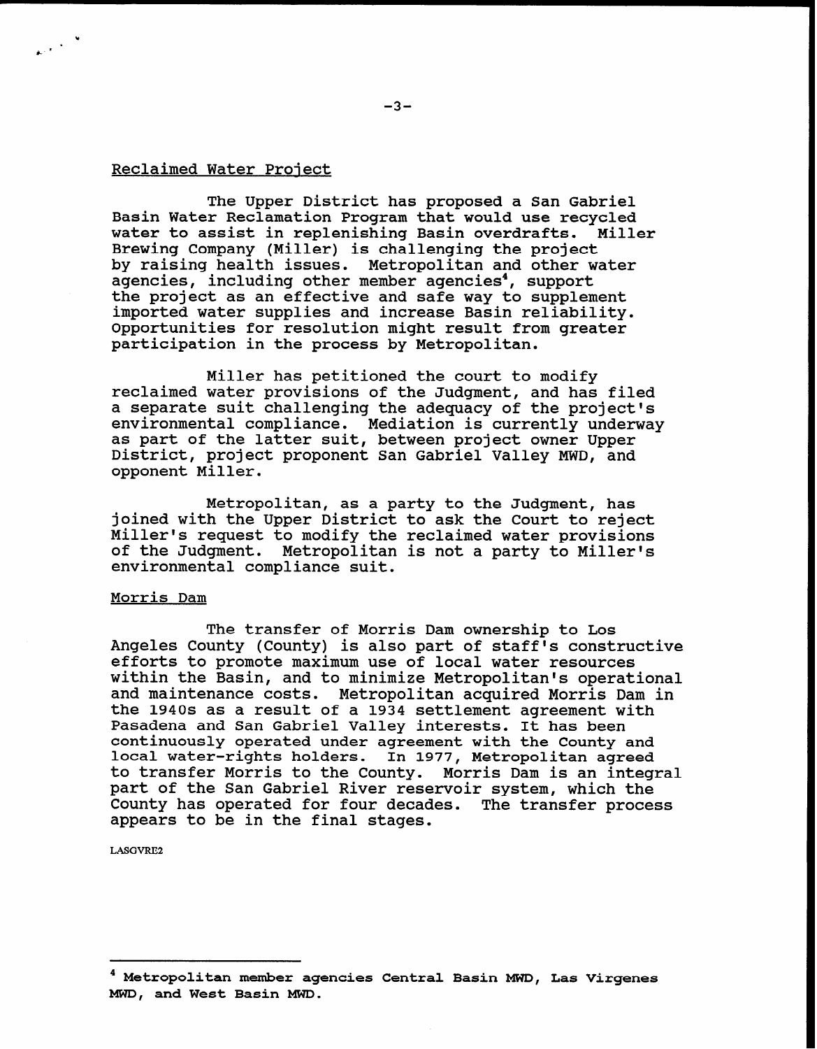Reclaimed Water Project

The Upper District has proposed a San Gabriel Basin Water Reclamation Program that would use recycled water to assist in replenishing Basin overdrafts. Miller Brewing Company (Miller) is challenging the project by raising health issues. Metropolitan and other water agencies, including other member agencies[4], support the project as an effective and safe way to supplement imported water supplies and increase Basin reliability. Opportunities for resolution might result from greater participation in the process by Metropolitan.

Miller has petitioned the court to modify reclaimed water provisions of the Judgment, and has filed a separate suit challenging the adequacy of the project's environmental compliance. Mediation is currently underway as part of the latter suit, between project owner Upper District, project proponent San Gabriel Valley MWD, and opponent Miller.

Metropolitan, as a party to the Judgment, has joined with the Upper District to ask the Court to reject Miller's request to modify the reclaimed water provisions of the Judgment. Metropolitan is not a party to Miller's environmental compliance suit.

Morris Dam

The transfer of Morris Dam ownership to Los Angeles County (County) is also part of staff's constructive efforts to promote maximum use of local water resources within the Basin, and to minimize Metropolitan's operational and maintenance costs. Metropolitan acquired Morris Dam in the 1940s as a result of a 1934 settlement agreement with Pasadena and San Gabriel Valley interests. It has been continuously operated under agreement with the County and local water-rights holders. In 1977, Metropolitan agreed to transfer Morris to the County. Morris Dam is an integral part of the San Gabriel River reservoir system, which the County has operated for four decades. The transfer process appears to be in the final stages.

LASGVRE2

[4] Metropolitan member agencies Central Basin MWD, Las Virgenes MWD, and West Basin MWD.